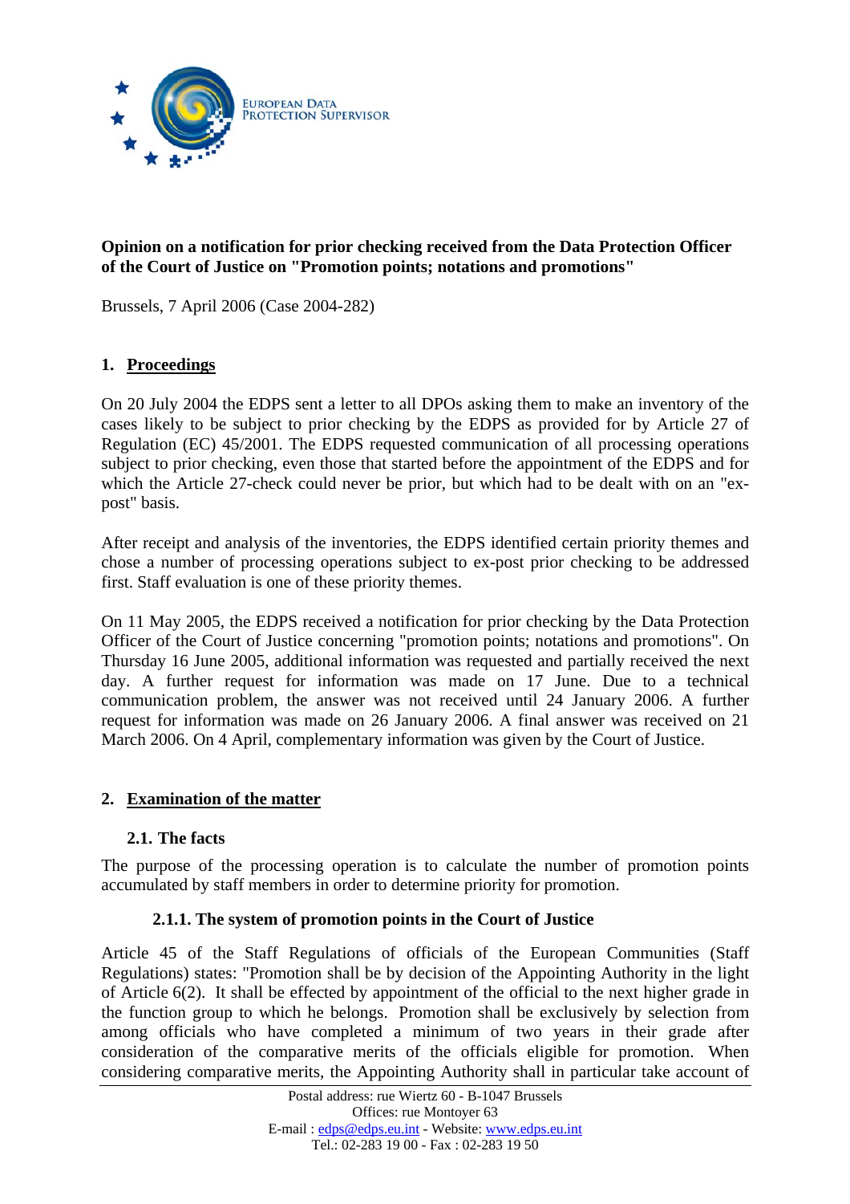**Opinion on a notification for prior checking received from the Data Protection Officer of the Court of Justice on "Promotion points; notations and promotions"**

Brussels, 7 April 2006 (Case 2004-282)

## 1. Proceedings

On 20 July 2004 the EDPS sent a letter to all DPOs asking them to make an inventory of the cases likely to be subject to prior checking by the EDPS as provided for by Article 27 of Regulation (EC) 45/2001. The EDPS requested communication of all processing operations subject to prior checking, even those that started before the appointment of the EDPS and for which the Article 27-check could never be prior, but which had to be dealt with on an "ex-post" basis.

After receipt and analysis of the inventories, the EDPS identified certain priority themes and chose a number of processing operations subject to ex-post prior checking to be addressed first. Staff evaluation is one of these priority themes.

On 11 May 2005, the EDPS received a notification for prior checking by the Data Protection Officer of the Court of Justice concerning "promotion points; notations and promotions". On Thursday 16 June 2005, additional information was requested and partially received the next day. A further request for information was made on 17 June. Due to a technical communication problem, the answer was not received until 24 January 2006. A further request for information was made on 26 January 2006. A final answer was received on 21 March 2006. On 4 April, complementary information was given by the Court of Justice.

## 2. Examination of the matter

### 2.1. The facts

The purpose of the processing operation is to calculate the number of promotion points accumulated by staff members in order to determine priority for promotion.

#### 2.1.1. The system of promotion points in the Court of Justice

Article 45 of the Staff Regulations of officials of the European Communities (Staff Regulations) states: "Promotion shall be by decision of the Appointing Authority in the light of Article 6(2). It shall be effected by appointment of the official to the next higher grade in the function group to which he belongs. Promotion shall be exclusively by selection from among officials who have completed a minimum of two years in their grade after consideration of the comparative merits of the officials eligible for promotion. When considering comparative merits, the Appointing Authority shall in particular take account of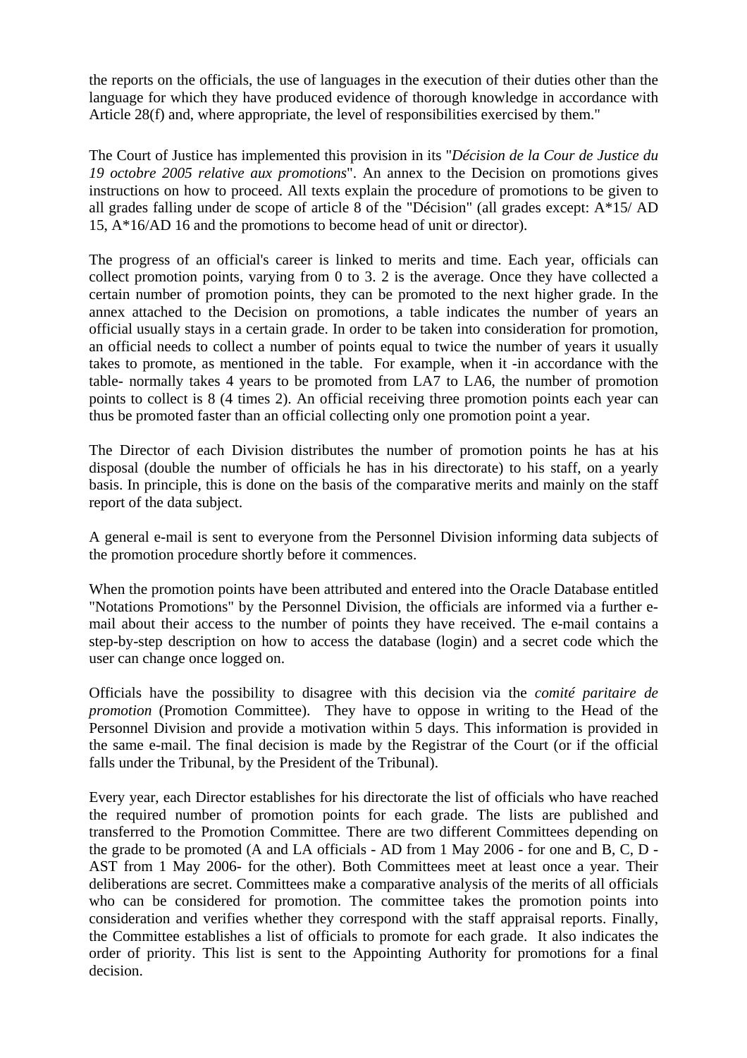the reports on the officials, the use of languages in the execution of their duties other than the language for which they have produced evidence of thorough knowledge in accordance with Article 28(f) and, where appropriate, the level of responsibilities exercised by them."

The Court of Justice has implemented this provision in its "*Décision de la Cour de Justice du 19 octobre 2005 relative aux promotions*". An annex to the Decision on promotions gives instructions on how to proceed. All texts explain the procedure of promotions to be given to all grades falling under de scope of article 8 of the "Décision" (all grades except: A*15/ AD 15, A*16/AD 16 and the promotions to become head of unit or director).

The progress of an official's career is linked to merits and time. Each year, officials can collect promotion points, varying from 0 to 3. 2 is the average. Once they have collected a certain number of promotion points, they can be promoted to the next higher grade. In the annex attached to the Decision on promotions, a table indicates the number of years an official usually stays in a certain grade. In order to be taken into consideration for promotion, an official needs to collect a number of points equal to twice the number of years it usually takes to promote, as mentioned in the table. For example, when it -in accordance with the table- normally takes 4 years to be promoted from LA7 to LA6, the number of promotion points to collect is 8 (4 times 2). An official receiving three promotion points each year can thus be promoted faster than an official collecting only one promotion point a year.

The Director of each Division distributes the number of promotion points he has at his disposal (double the number of officials he has in his directorate) to his staff, on a yearly basis. In principle, this is done on the basis of the comparative merits and mainly on the staff report of the data subject.

A general e-mail is sent to everyone from the Personnel Division informing data subjects of the promotion procedure shortly before it commences.

When the promotion points have been attributed and entered into the Oracle Database entitled "Notations Promotions" by the Personnel Division, the officials are informed via a further e-mail about their access to the number of points they have received. The e-mail contains a step-by-step description on how to access the database (login) and a secret code which the user can change once logged on.

Officials have the possibility to disagree with this decision via the *comité paritaire de promotion* (Promotion Committee). They have to oppose in writing to the Head of the Personnel Division and provide a motivation within 5 days. This information is provided in the same e-mail. The final decision is made by the Registrar of the Court (or if the official falls under the Tribunal, by the President of the Tribunal).

Every year, each Director establishes for his directorate the list of officials who have reached the required number of promotion points for each grade. The lists are published and transferred to the Promotion Committee. There are two different Committees depending on the grade to be promoted (A and LA officials - AD from 1 May 2006 - for one and B, C, D - AST from 1 May 2006- for the other). Both Committees meet at least once a year. Their deliberations are secret. Committees make a comparative analysis of the merits of all officials who can be considered for promotion. The committee takes the promotion points into consideration and verifies whether they correspond with the staff appraisal reports. Finally, the Committee establishes a list of officials to promote for each grade. It also indicates the order of priority. This list is sent to the Appointing Authority for promotions for a final decision.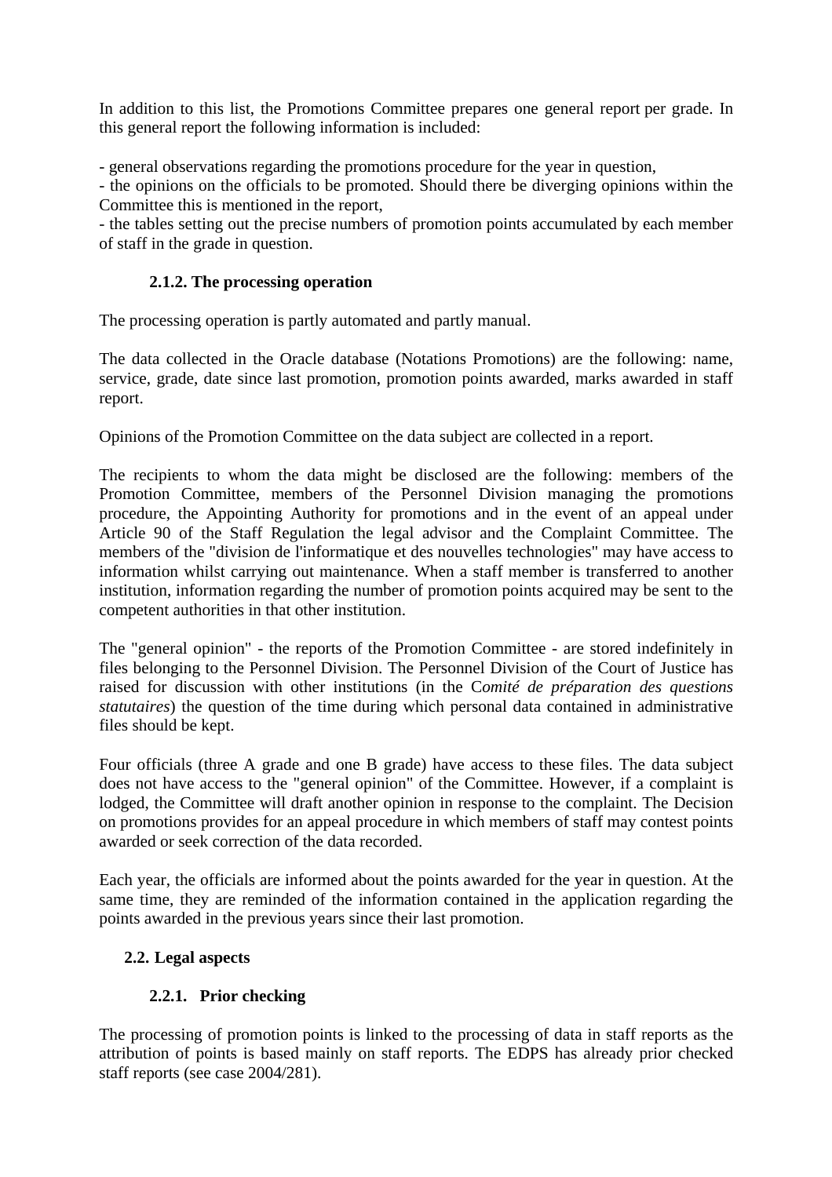In addition to this list, the Promotions Committee prepares one general report per grade. In this general report the following information is included:

- general observations regarding the promotions procedure for the year in question,
- the opinions on the officials to be promoted. Should there be diverging opinions within the Committee this is mentioned in the report,
- the tables setting out the precise numbers of promotion points accumulated by each member of staff in the grade in question.

#### 2.1.2. The processing operation

The processing operation is partly automated and partly manual.

The data collected in the Oracle database (Notations Promotions) are the following: name, service, grade, date since last promotion, promotion points awarded, marks awarded in staff report.

Opinions of the Promotion Committee on the data subject are collected in a report.

The recipients to whom the data might be disclosed are the following: members of the Promotion Committee, members of the Personnel Division managing the promotions procedure, the Appointing Authority for promotions and in the event of an appeal under Article 90 of the Staff Regulation the legal advisor and the Complaint Committee. The members of the "division de l'informatique et des nouvelles technologies" may have access to information whilst carrying out maintenance. When a staff member is transferred to another institution, information regarding the number of promotion points acquired may be sent to the competent authorities in that other institution.

The "general opinion" - the reports of the Promotion Committee - are stored indefinitely in files belonging to the Personnel Division. The Personnel Division of the Court of Justice has raised for discussion with other institutions (in the C*omité de préparation des questions statutaires*) the question of the time during which personal data contained in administrative files should be kept.

Four officials (three A grade and one B grade) have access to these files. The data subject does not have access to the "general opinion" of the Committee. However, if a complaint is lodged, the Committee will draft another opinion in response to the complaint. The Decision on promotions provides for an appeal procedure in which members of staff may contest points awarded or seek correction of the data recorded.

Each year, the officials are informed about the points awarded for the year in question. At the same time, they are reminded of the information contained in the application regarding the points awarded in the previous years since their last promotion.

### 2.2. Legal aspects

#### 2.2.1. Prior checking

The processing of promotion points is linked to the processing of data in staff reports as the attribution of points is based mainly on staff reports. The EDPS has already prior checked staff reports (see case 2004/281).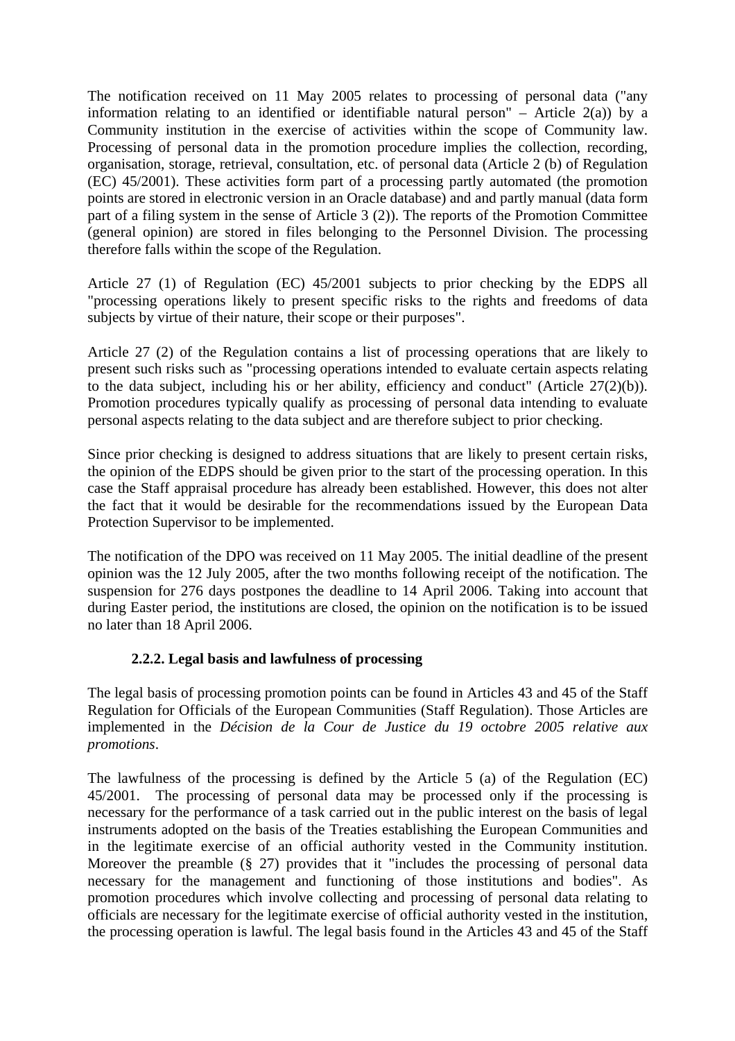The notification received on 11 May 2005 relates to processing of personal data ("any information relating to an identified or identifiable natural person" – Article 2(a)) by a Community institution in the exercise of activities within the scope of Community law. Processing of personal data in the promotion procedure implies the collection, recording, organisation, storage, retrieval, consultation, etc. of personal data (Article 2 (b) of Regulation (EC) 45/2001). These activities form part of a processing partly automated (the promotion points are stored in electronic version in an Oracle database) and and partly manual (data form part of a filing system in the sense of Article 3 (2)). The reports of the Promotion Committee (general opinion) are stored in files belonging to the Personnel Division. The processing therefore falls within the scope of the Regulation.

Article 27 (1) of Regulation (EC) 45/2001 subjects to prior checking by the EDPS all "processing operations likely to present specific risks to the rights and freedoms of data subjects by virtue of their nature, their scope or their purposes".

Article 27 (2) of the Regulation contains a list of processing operations that are likely to present such risks such as "processing operations intended to evaluate certain aspects relating to the data subject, including his or her ability, efficiency and conduct" (Article 27(2)(b)). Promotion procedures typically qualify as processing of personal data intending to evaluate personal aspects relating to the data subject and are therefore subject to prior checking.

Since prior checking is designed to address situations that are likely to present certain risks, the opinion of the EDPS should be given prior to the start of the processing operation. In this case the Staff appraisal procedure has already been established. However, this does not alter the fact that it would be desirable for the recommendations issued by the European Data Protection Supervisor to be implemented.

The notification of the DPO was received on 11 May 2005. The initial deadline of the present opinion was the 12 July 2005, after the two months following receipt of the notification. The suspension for 276 days postpones the deadline to 14 April 2006. Taking into account that during Easter period, the institutions are closed, the opinion on the notification is to be issued no later than 18 April 2006.

#### 2.2.2. Legal basis and lawfulness of processing

The legal basis of processing promotion points can be found in Articles 43 and 45 of the Staff Regulation for Officials of the European Communities (Staff Regulation). Those Articles are implemented in the *Décision de la Cour de Justice du 19 octobre 2005 relative aux promotions*.

The lawfulness of the processing is defined by the Article 5 (a) of the Regulation (EC) 45/2001. The processing of personal data may be processed only if the processing is necessary for the performance of a task carried out in the public interest on the basis of legal instruments adopted on the basis of the Treaties establishing the European Communities and in the legitimate exercise of an official authority vested in the Community institution. Moreover the preamble (§ 27) provides that it "includes the processing of personal data necessary for the management and functioning of those institutions and bodies". As promotion procedures which involve collecting and processing of personal data relating to officials are necessary for the legitimate exercise of official authority vested in the institution, the processing operation is lawful. The legal basis found in the Articles 43 and 45 of the Staff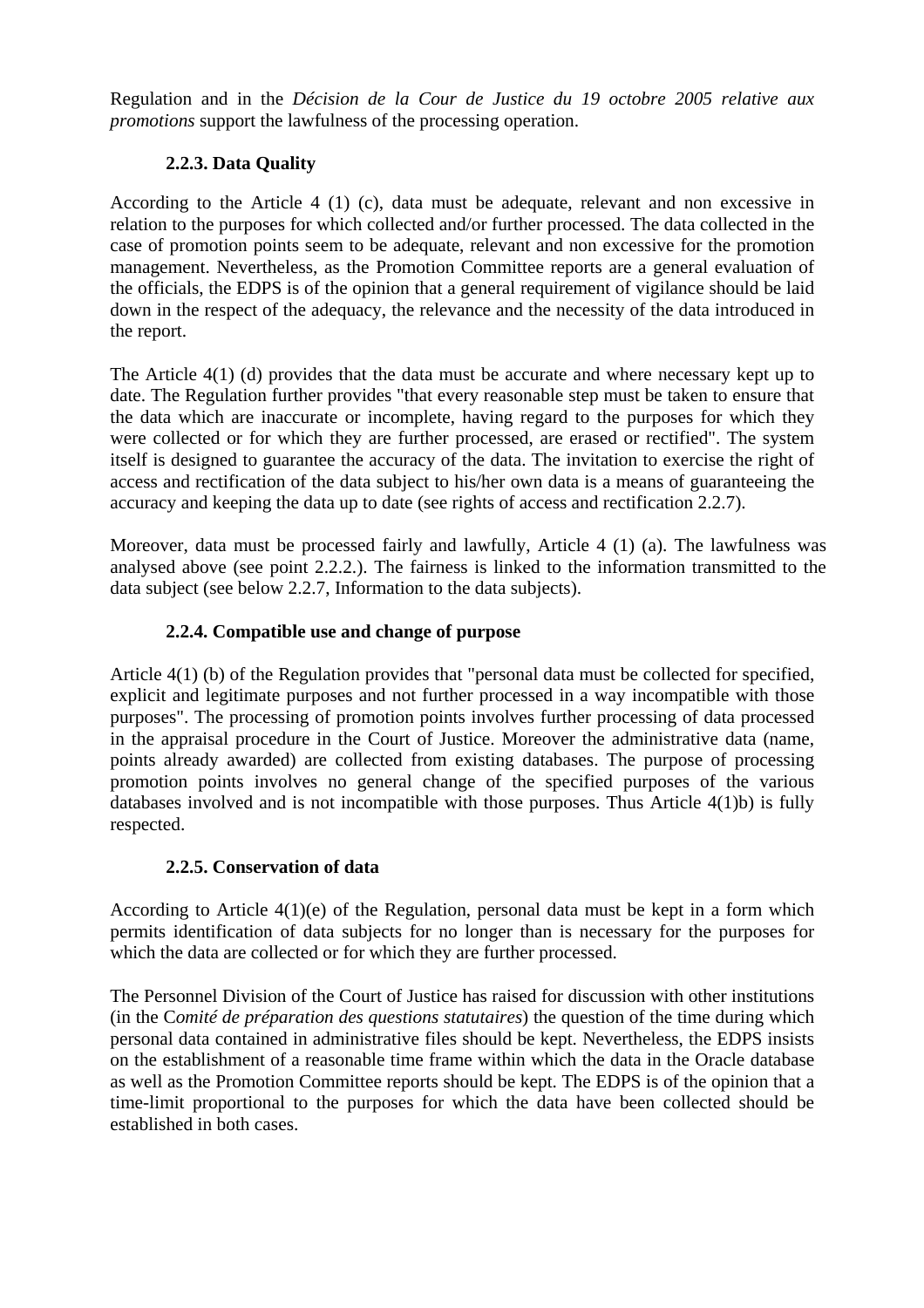Regulation and in the *Décision de la Cour de Justice du 19 octobre 2005 relative aux promotions* support the lawfulness of the processing operation.

### 2.2.3. Data Quality

According to the Article 4 (1) (c), data must be adequate, relevant and non excessive in relation to the purposes for which collected and/or further processed. The data collected in the case of promotion points seem to be adequate, relevant and non excessive for the promotion management. Nevertheless, as the Promotion Committee reports are a general evaluation of the officials, the EDPS is of the opinion that a general requirement of vigilance should be laid down in the respect of the adequacy, the relevance and the necessity of the data introduced in the report.

The Article 4(1) (d) provides that the data must be accurate and where necessary kept up to date. The Regulation further provides "that every reasonable step must be taken to ensure that the data which are inaccurate or incomplete, having regard to the purposes for which they were collected or for which they are further processed, are erased or rectified". The system itself is designed to guarantee the accuracy of the data. The invitation to exercise the right of access and rectification of the data subject to his/her own data is a means of guaranteeing the accuracy and keeping the data up to date (see rights of access and rectification 2.2.7).

Moreover, data must be processed fairly and lawfully, Article 4 (1) (a). The lawfulness was analysed above (see point 2.2.2.). The fairness is linked to the information transmitted to the data subject (see below 2.2.7, Information to the data subjects).

### 2.2.4. Compatible use and change of purpose

Article 4(1) (b) of the Regulation provides that "personal data must be collected for specified, explicit and legitimate purposes and not further processed in a way incompatible with those purposes". The processing of promotion points involves further processing of data processed in the appraisal procedure in the Court of Justice. Moreover the administrative data (name, points already awarded) are collected from existing databases. The purpose of processing promotion points involves no general change of the specified purposes of the various databases involved and is not incompatible with those purposes. Thus Article 4(1)b) is fully respected.

### 2.2.5. Conservation of data

According to Article 4(1)(e) of the Regulation, personal data must be kept in a form which permits identification of data subjects for no longer than is necessary for the purposes for which the data are collected or for which they are further processed.

The Personnel Division of the Court of Justice has raised for discussion with other institutions (in the C*omité de préparation des questions statutaires*) the question of the time during which personal data contained in administrative files should be kept. Nevertheless, the EDPS insists on the establishment of a reasonable time frame within which the data in the Oracle database as well as the Promotion Committee reports should be kept. The EDPS is of the opinion that a time-limit proportional to the purposes for which the data have been collected should be established in both cases.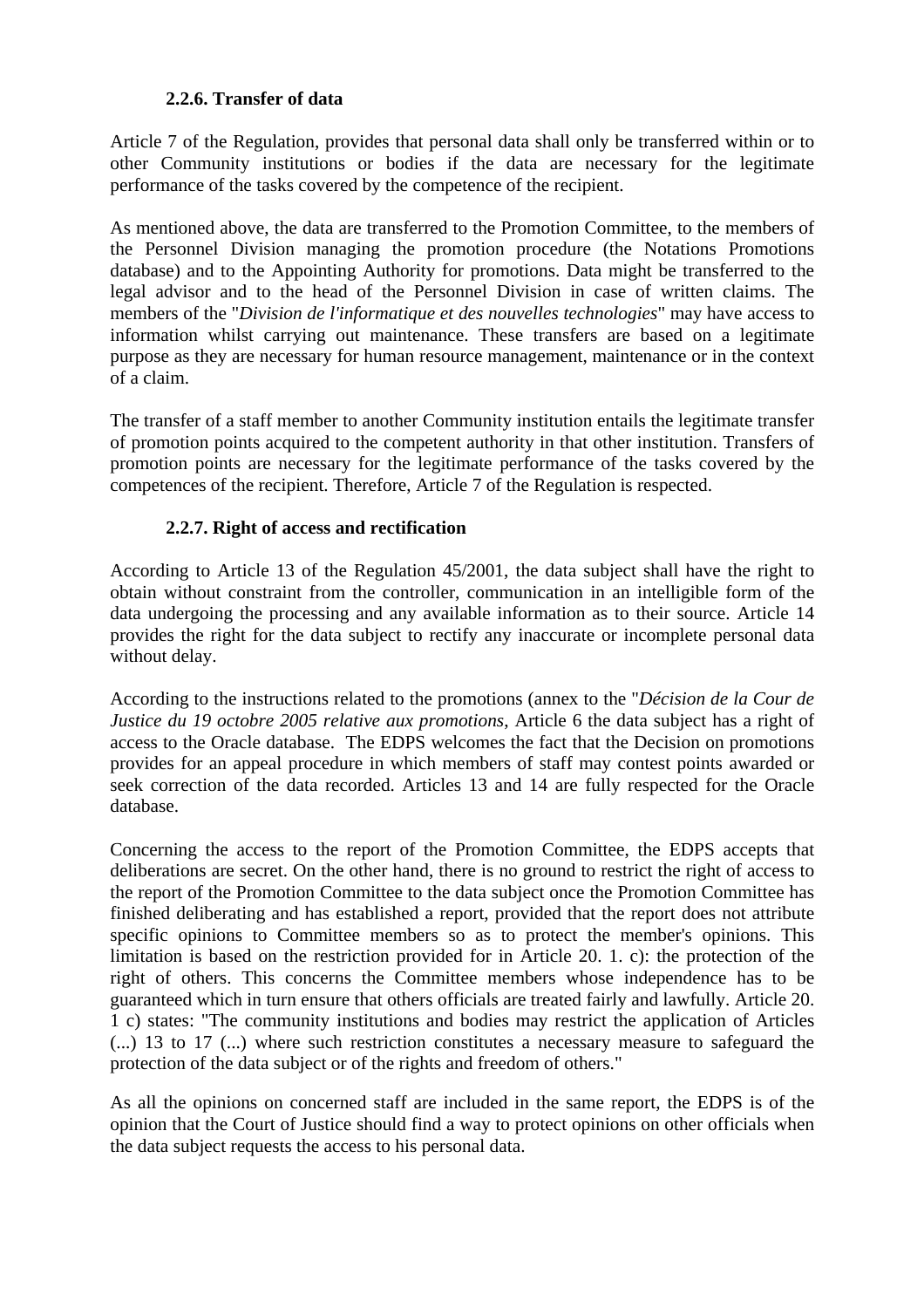### 2.2.6. Transfer of data

Article 7 of the Regulation, provides that personal data shall only be transferred within or to other Community institutions or bodies if the data are necessary for the legitimate performance of the tasks covered by the competence of the recipient.

As mentioned above, the data are transferred to the Promotion Committee, to the members of the Personnel Division managing the promotion procedure (the Notations Promotions database) and to the Appointing Authority for promotions. Data might be transferred to the legal advisor and to the head of the Personnel Division in case of written claims. The members of the "*Division de l'informatique et des nouvelles technologies*" may have access to information whilst carrying out maintenance. These transfers are based on a legitimate purpose as they are necessary for human resource management, maintenance or in the context of a claim.

The transfer of a staff member to another Community institution entails the legitimate transfer of promotion points acquired to the competent authority in that other institution. Transfers of promotion points are necessary for the legitimate performance of the tasks covered by the competences of the recipient. Therefore, Article 7 of the Regulation is respected.

### 2.2.7. Right of access and rectification

According to Article 13 of the Regulation 45/2001, the data subject shall have the right to obtain without constraint from the controller, communication in an intelligible form of the data undergoing the processing and any available information as to their source. Article 14 provides the right for the data subject to rectify any inaccurate or incomplete personal data without delay.

According to the instructions related to the promotions (annex to the "*Décision de la Cour de Justice du 19 octobre 2005 relative aux promotions*, Article 6 the data subject has a right of access to the Oracle database. The EDPS welcomes the fact that the Decision on promotions provides for an appeal procedure in which members of staff may contest points awarded or seek correction of the data recorded. Articles 13 and 14 are fully respected for the Oracle database.

Concerning the access to the report of the Promotion Committee, the EDPS accepts that deliberations are secret. On the other hand, there is no ground to restrict the right of access to the report of the Promotion Committee to the data subject once the Promotion Committee has finished deliberating and has established a report, provided that the report does not attribute specific opinions to Committee members so as to protect the member's opinions. This limitation is based on the restriction provided for in Article 20. 1. c): the protection of the right of others. This concerns the Committee members whose independence has to be guaranteed which in turn ensure that others officials are treated fairly and lawfully. Article 20. 1 c) states: "The community institutions and bodies may restrict the application of Articles (...) 13 to 17 (...) where such restriction constitutes a necessary measure to safeguard the protection of the data subject or of the rights and freedom of others."

As all the opinions on concerned staff are included in the same report, the EDPS is of the opinion that the Court of Justice should find a way to protect opinions on other officials when the data subject requests the access to his personal data.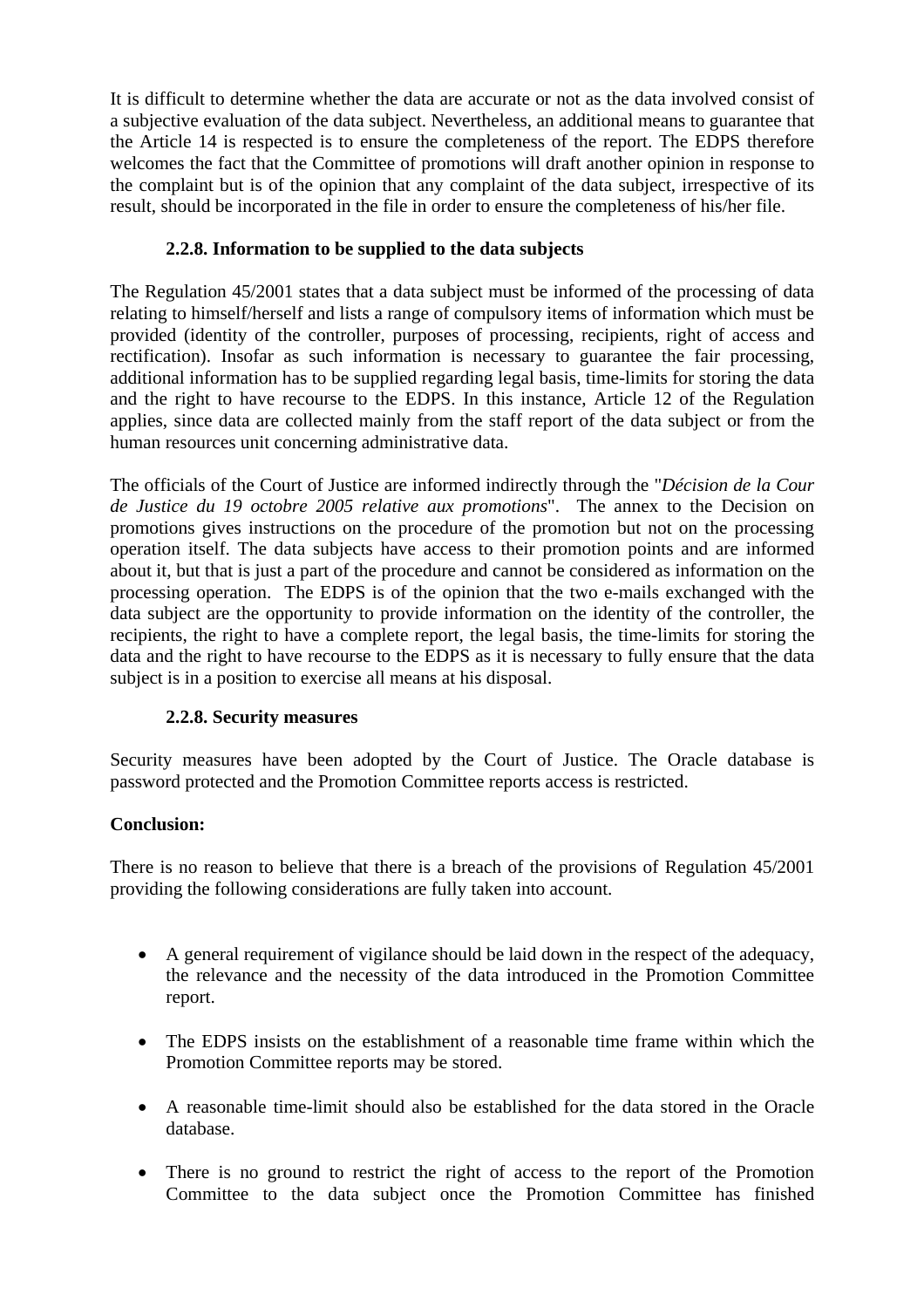It is difficult to determine whether the data are accurate or not as the data involved consist of a subjective evaluation of the data subject. Nevertheless, an additional means to guarantee that the Article 14 is respected is to ensure the completeness of the report. The EDPS therefore welcomes the fact that the Committee of promotions will draft another opinion in response to the complaint but is of the opinion that any complaint of the data subject, irrespective of its result, should be incorporated in the file in order to ensure the completeness of his/her file.

### 2.2.8. Information to be supplied to the data subjects

The Regulation 45/2001 states that a data subject must be informed of the processing of data relating to himself/herself and lists a range of compulsory items of information which must be provided (identity of the controller, purposes of processing, recipients, right of access and rectification). Insofar as such information is necessary to guarantee the fair processing, additional information has to be supplied regarding legal basis, time-limits for storing the data and the right to have recourse to the EDPS. In this instance, Article 12 of the Regulation applies, since data are collected mainly from the staff report of the data subject or from the human resources unit concerning administrative data.

The officials of the Court of Justice are informed indirectly through the "*Décision de la Cour de Justice du 19 octobre 2005 relative aux promotions*". The annex to the Decision on promotions gives instructions on the procedure of the promotion but not on the processing operation itself. The data subjects have access to their promotion points and are informed about it, but that is just a part of the procedure and cannot be considered as information on the processing operation. The EDPS is of the opinion that the two e-mails exchanged with the data subject are the opportunity to provide information on the identity of the controller, the recipients, the right to have a complete report, the legal basis, the time-limits for storing the data and the right to have recourse to the EDPS as it is necessary to fully ensure that the data subject is in a position to exercise all means at his disposal.

### 2.2.8. Security measures

Security measures have been adopted by the Court of Justice. The Oracle database is password protected and the Promotion Committee reports access is restricted.

**Conclusion:**

There is no reason to believe that there is a breach of the provisions of Regulation 45/2001 providing the following considerations are fully taken into account.

- A general requirement of vigilance should be laid down in the respect of the adequacy, the relevance and the necessity of the data introduced in the Promotion Committee report.
- The EDPS insists on the establishment of a reasonable time frame within which the Promotion Committee reports may be stored.
- A reasonable time-limit should also be established for the data stored in the Oracle database.
- There is no ground to restrict the right of access to the report of the Promotion Committee to the data subject once the Promotion Committee has finished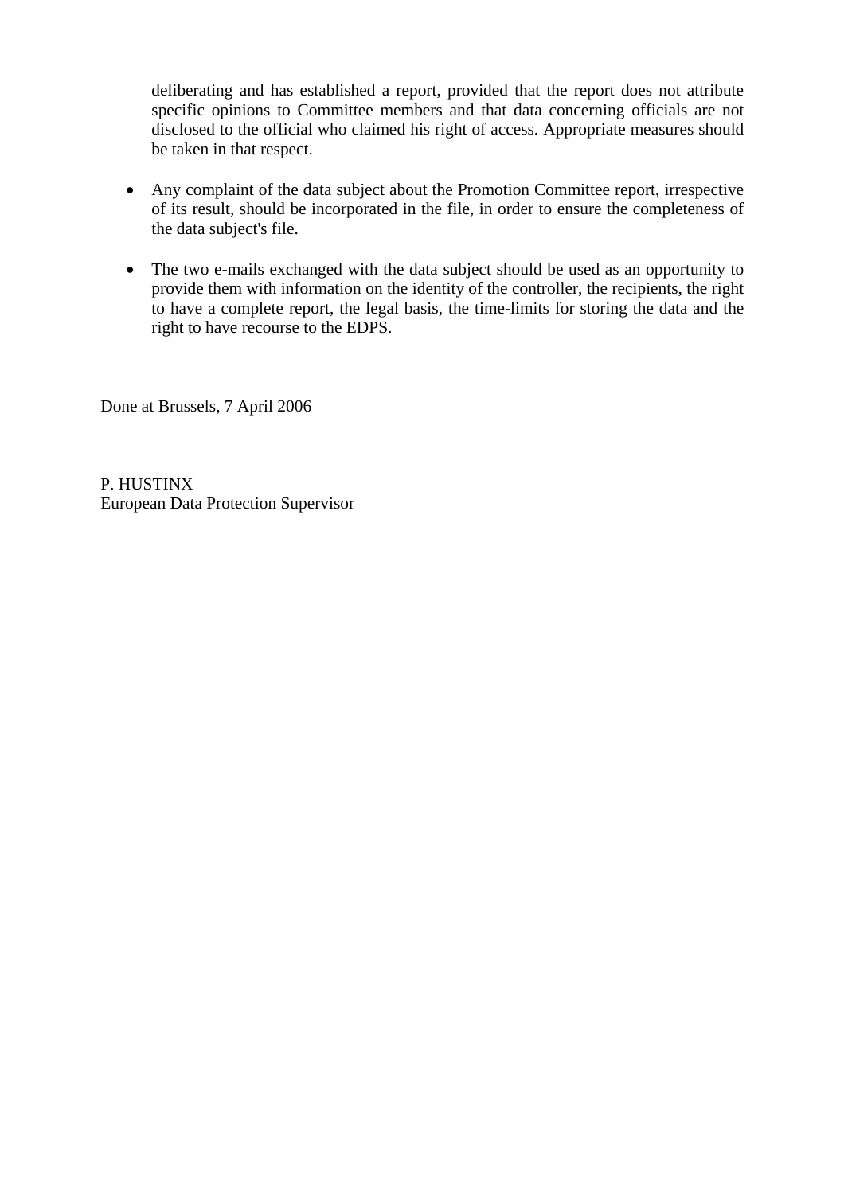deliberating and has established a report, provided that the report does not attribute specific opinions to Committee members and that data concerning officials are not disclosed to the official who claimed his right of access. Appropriate measures should be taken in that respect.

- Any complaint of the data subject about the Promotion Committee report, irrespective of its result, should be incorporated in the file, in order to ensure the completeness of the data subject's file.

- The two e-mails exchanged with the data subject should be used as an opportunity to provide them with information on the identity of the controller, the recipients, the right to have a complete report, the legal basis, the time-limits for storing the data and the right to have recourse to the EDPS.

Done at Brussels, 7 April 2006

P. HUSTINX
European Data Protection Supervisor